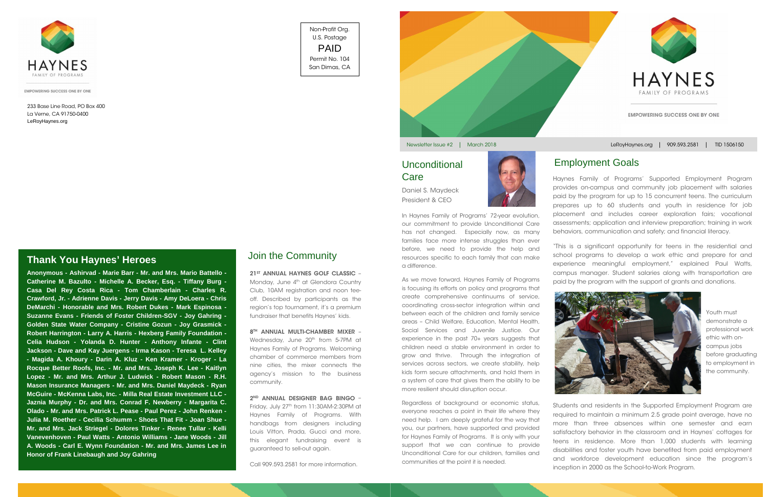HAYNES
FAMILY OF PROGRAMS

EMPOWERING SUCCESS ONE BY ONE

233 Base Line Road, PO Box 400
La Verne, CA 91750-0400
LeRoyHaynes.org

Non-Profit Org.
U.S. Postage
PAID
Permit No. 104
San Dimas, CA

## Thank You Haynes' Heroes

**Anonymous - Ashirvad - Marie Barr - Mr. and Mrs. Mario Battello - Catherine M. Bazulto - Michelle A. Becker, Esq. - Tiffany Burg - Casa Del Rey Costa Rica - Tom Chamberlain - Charles R. Crawford, Jr. - Adrienne Davis - Jerry Davis - Amy DeLoera - Chris DeMarchi - Honorable and Mrs. Robert Dukes - Mark Espinosa - Suzanne Evans - Friends of Foster Children-SGV - Joy Gahring - Golden State Water Company - Cristine Gozun - Joy Grasmick - Robert Harrington - Larry A. Harris - Hexberg Family Foundation - Celia Hudson - Yolanda D. Hunter - Anthony Infante - Clint Jackson - Dave and Kay Juergens - Irma Kason - Teresa L. Kelley - Magida A. Khoury - Darin A. Kluz - Ken Kramer - Kroger - La Rocque Better Roofs, Inc. - Mr. and Mrs. Joseph K. Lee - Kaitlyn Lopez - Mr. and Mrs. Arthur J. Ludwick - Robert Mason - R.H. Mason Insurance Managers - Mr. and Mrs. Daniel Maydeck - Ryan McGuire - McKenna Labs, Inc. - Milla Real Estate Investment LLC - Jaznia Murphy - Dr. and Mrs. Conrad F. Newberry - Margarita C. Olado - Mr. and Mrs. Patrick L. Pease - Paul Perez - John Renken - Julia M. Roether - Cecilia Schumm - Shoes That Fit - Joan Shue - Mr. and Mrs. Jack Striegel - Dolores Tinker - Renee Tullar - Kelli Vanevenhoven - Paul Watts - Antonio Williams - Jane Woods - Jill A. Woods - Carl E. Wynn Foundation - Mr. and Mrs. James Lee in Honor of Frank Linebaugh and Joy Gahring**

## Join the Community

**21ST ANNUAL HAYNES GOLF CLASSIC** – Monday, June 4th at Glendora Country Club, 10AM registration and noon tee-off. Described by participants as the region's top tournament, it's a premium fundraiser that benefits Haynes' kids.

**8TH ANNUAL MULTI-CHAMBER MIXER** – Wednesday, June 20th from 5-7PM at Haynes Family of Programs. Welcoming chamber of commerce members from nine cities, the mixer connects the agency's mission to the business community.

**2ND ANNUAL DESIGNER BAG BINGO** – Friday, July 27th from 11:30AM-2:30PM at Haynes Family of Programs. With handbags from designers including Louis Vitton, Prada, Gucci and more, this elegant fundraising event is guaranteed to sell-out again.

Call 909.593.2581 for more information.

HAYNES
FAMILY OF PROGRAMS

EMPOWERING SUCCESS ONE BY ONE

Newsletter Issue #2 | March 2018

LeRoyHaynes.org | 909.593.2581 | TID 1506150

## Unconditional Care

Daniel S. Maydeck
President & CEO

In Haynes Family of Programs' 72-year evolution, our commitment to provide Unconditional Care has not changed. Especially now, as many families face more intense struggles than ever before, we need to provide the help and resources specific to each family that can make a difference.

As we move forward, Haynes Family of Programs is focusing its efforts on policy and programs that create comprehensive continuums of service, coordinating cross-sector integration within and between each of the children and family service areas – Child Welfare, Education, Mental Health, Social Services and Juvenile Justice. Our experience in the past 70+ years suggests that children need a stable environment in order to grow and thrive. Through the integration of services across sectors, we create stability, help kids form secure attachments, and hold them in a system of care that gives them the ability to be more resilient should disruption occur.

Regardless of background or economic status, everyone reaches a point in their life where they need help. I am deeply grateful for the way that you, our partners, have supported and provided for Haynes Family of Programs. It is only with your support that we can continue to provide Unconditional Care for our children, families and communities at the point it is needed.

## Employment Goals

Haynes Family of Programs' Supported Employment Program provides on-campus and community job placement with salaries paid by the program for up to 15 concurrent teens. The curriculum prepares up to 60 students and youth in residence for job placement and includes career exploration fairs; vocational assessments; application and interview preparation; training in work behaviors, communication and safety; and financial literacy.

"This is a significant opportunity for teens in the residential and school programs to develop a work ethic and prepare for and experience meaningful employment," explained Paul Watts, campus manager. Student salaries along with transportation are paid by the program with the support of grants and donations.

Youth must demonstrate a professional work ethic with on-campus jobs before graduating to employment in the community.

Students and residents in the Supported Employment Program are required to maintain a minimum 2.5 grade point average, have no more than three absences within one semester and earn satisfactory behavior in the classroom and in Haynes' cottages for teens in residence. More than 1,000 students with learning disabilities and foster youth have benefited from paid employment and workforce development education since the program's inception in 2000 as the School-to-Work Program.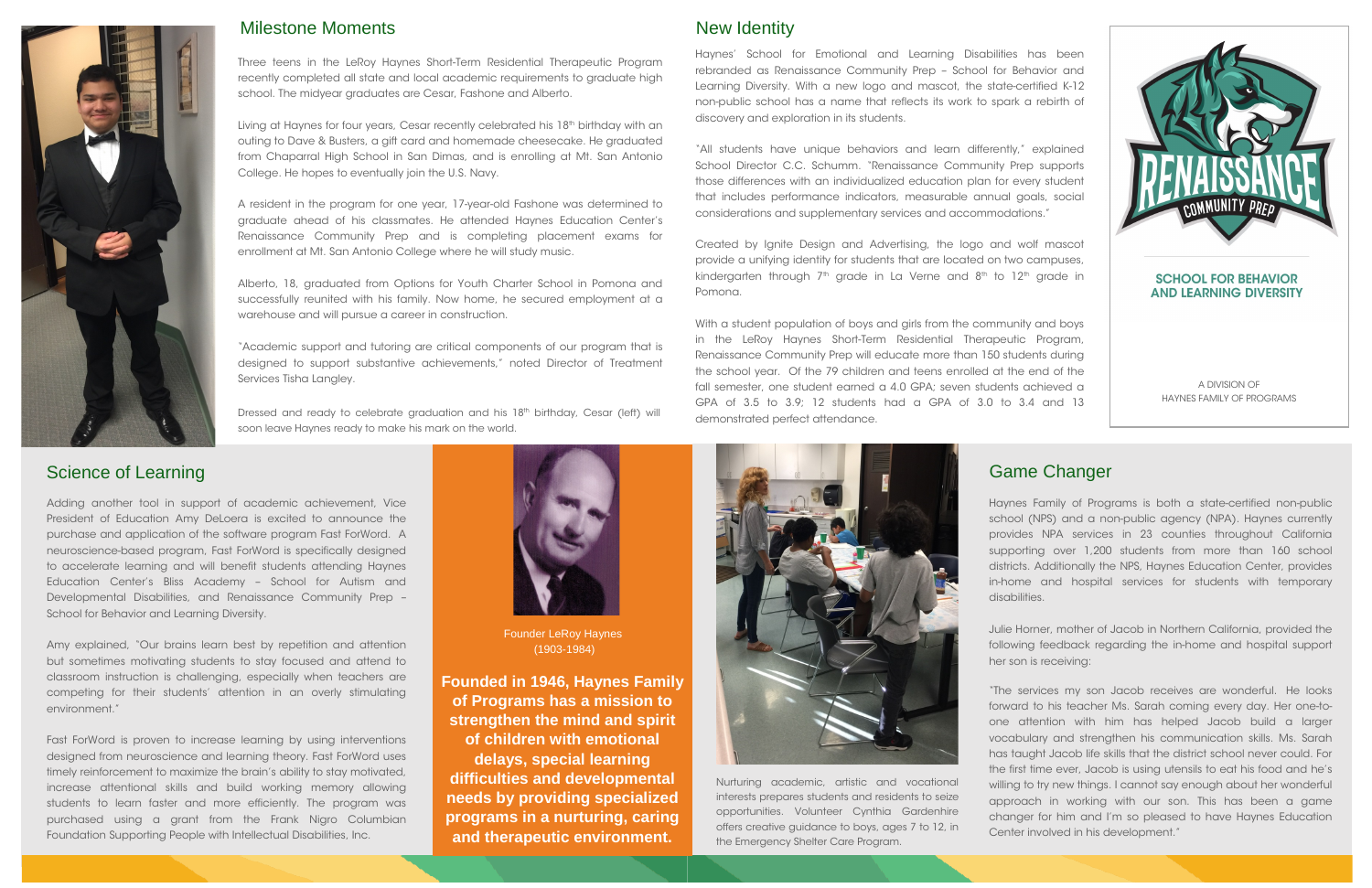## Milestone Moments

Three teens in the LeRoy Haynes Short-Term Residential Therapeutic Program recently completed all state and local academic requirements to graduate high school. The midyear graduates are Cesar, Fashone and Alberto.

Living at Haynes for four years, Cesar recently celebrated his 18th birthday with an outing to Dave & Busters, a gift card and homemade cheesecake. He graduated from Chaparral High School in San Dimas, and is enrolling at Mt. San Antonio College. He hopes to eventually join the U.S. Navy.

A resident in the program for one year, 17-year-old Fashone was determined to graduate ahead of his classmates. He attended Haynes Education Center's Renaissance Community Prep and is completing placement exams for enrollment at Mt. San Antonio College where he will study music.

Alberto, 18, graduated from Options for Youth Charter School in Pomona and successfully reunited with his family. Now home, he secured employment at a warehouse and will pursue a career in construction.

"Academic support and tutoring are critical components of our program that is designed to support substantive achievements," noted Director of Treatment Services Tisha Langley.

Dressed and ready to celebrate graduation and his 18th birthday, Cesar (left) will soon leave Haynes ready to make his mark on the world.

## New Identity

Haynes' School for Emotional and Learning Disabilities has been rebranded as Renaissance Community Prep – School for Behavior and Learning Diversity. With a new logo and mascot, the state-certified K-12 non-public school has a name that reflects its work to spark a rebirth of discovery and exploration in its students.

"All students have unique behaviors and learn differently," explained School Director C.C. Schumm. "Renaissance Community Prep supports those differences with an individualized education plan for every student that includes performance indicators, measurable annual goals, social considerations and supplementary services and accommodations."

Created by Ignite Design and Advertising, the logo and wolf mascot provide a unifying identity for students that are located on two campuses, kindergarten through 7th grade in La Verne and 8th to 12th grade in Pomona.

With a student population of boys and girls from the community and boys in the LeRoy Haynes Short-Term Residential Therapeutic Program, Renaissance Community Prep will educate more than 150 students during the school year. Of the 79 children and teens enrolled at the end of the fall semester, one student earned a 4.0 GPA; seven students achieved a GPA of 3.5 to 3.9; 12 students had a GPA of 3.0 to 3.4 and 13 demonstrated perfect attendance.

RENAISSANCE COMMUNITY PREP

SCHOOL FOR BEHAVIOR AND LEARNING DIVERSITY

A DIVISION OF HAYNES FAMILY OF PROGRAMS

## Science of Learning

Adding another tool in support of academic achievement, Vice President of Education Amy DeLoera is excited to announce the purchase and application of the software program Fast ForWord. A neuroscience-based program, Fast ForWord is specifically designed to accelerate learning and will benefit students attending Haynes Education Center's Bliss Academy – School for Autism and Developmental Disabilities, and Renaissance Community Prep – School for Behavior and Learning Diversity.

Amy explained, "Our brains learn best by repetition and attention but sometimes motivating students to stay focused and attend to classroom instruction is challenging, especially when teachers are competing for their students' attention in an overly stimulating environment."

Fast ForWord is proven to increase learning by using interventions designed from neuroscience and learning theory. Fast ForWord uses timely reinforcement to maximize the brain's ability to stay motivated, increase attentional skills and build working memory allowing students to learn faster and more efficiently. The program was purchased using a grant from the Frank Nigro Columbian Foundation Supporting People with Intellectual Disabilities, Inc.

Founder LeRoy Haynes (1903-1984)

**Founded in 1946, Haynes Family of Programs has a mission to strengthen the mind and spirit of children with emotional delays, special learning difficulties and developmental needs by providing specialized programs in a nurturing, caring and therapeutic environment.**

Nurturing academic, artistic and vocational interests prepares students and residents to seize opportunities. Volunteer Cynthia Gardenhire offers creative guidance to boys, ages 7 to 12, in the Emergency Shelter Care Program.

## Game Changer

Haynes Family of Programs is both a state-certified non-public school (NPS) and a non-public agency (NPA). Haynes currently provides NPA services in 23 counties throughout California supporting over 1,200 students from more than 160 school districts. Additionally the NPS, Haynes Education Center, provides in-home and hospital services for students with temporary disabilities.

Julie Horner, mother of Jacob in Northern California, provided the following feedback regarding the in-home and hospital support her son is receiving:

"The services my son Jacob receives are wonderful. He looks forward to his teacher Ms. Sarah coming every day. Her one-to-one attention with him has helped Jacob build a larger vocabulary and strengthen his communication skills. Ms. Sarah has taught Jacob life skills that the district school never could. For the first time ever, Jacob is using utensils to eat his food and he's willing to try new things. I cannot say enough about her wonderful approach in working with our son. This has been a game changer for him and I'm so pleased to have Haynes Education Center involved in his development."